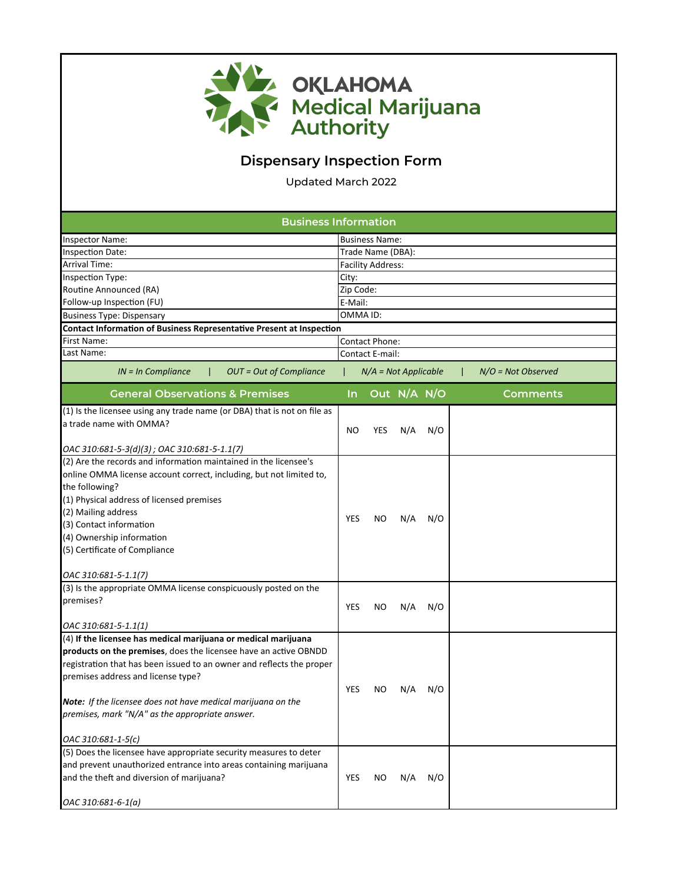# OKLAHOMA Medical Marijuana Authority

## Dispensary Inspection Form

Updated March 2022

### Business Information

| | |
|---|---|
| Inspector Name: | Business Name: |
| Inspection Date: | Trade Name (DBA): |
| Arrival Time: | Facility Address: |
| Inspection Type: | City: |
| Routine Announced (RA) | Zip Code: |
| Follow-up Inspection (FU) | E-Mail: |
| Business Type: Dispensary | OMMA ID: |
| **Contact Information of Business Representative Present at Inspection** | |
| First Name: | Contact Phone: |
| Last Name: | Contact E-mail: |

*IN = In Compliance | OUT = Out of Compliance | N/A = Not Applicable | N/O = Not Observed*

| General Observations & Premises | In | Out | N/A | N/O | Comments |
|---|---|---|---|---|---|
| (1) Is the licensee using any trade name (or DBA) that is not on file as a trade name with OMMA?<br><br>*OAC 310:681-5-3(d)(3) ; OAC 310:681-5-1.1(7)* | NO | YES | N/A | N/O | |
| (2) Are the records and information maintained in the licensee's online OMMA license account correct, including, but not limited to, the following?<br>(1) Physical address of licensed premises<br>(2) Mailing address<br>(3) Contact information<br>(4) Ownership information<br>(5) Certificate of Compliance<br><br>*OAC 310:681-5-1.1(7)* | YES | NO | N/A | N/O | |
| (3) Is the appropriate OMMA license conspicuously posted on the premises?<br><br>*OAC 310:681-5-1.1(1)* | YES | NO | N/A | N/O | |
| (4) **If the licensee has medical marijuana or medical marijuana products on the premises**, does the licensee have an active OBNDD registration that has been issued to an owner and reflects the proper premises address and license type?<br><br>***Note:** If the licensee does not have medical marijuana on the premises, mark "N/A" as the appropriate answer.*<br><br>*OAC 310:681-1-5(c)* | YES | NO | N/A | N/O | |
| (5) Does the licensee have appropriate security measures to deter and prevent unauthorized entrance into areas containing marijuana and the theft and diversion of marijuana?<br><br>*OAC 310:681-6-1(a)* | YES | NO | N/A | N/O | |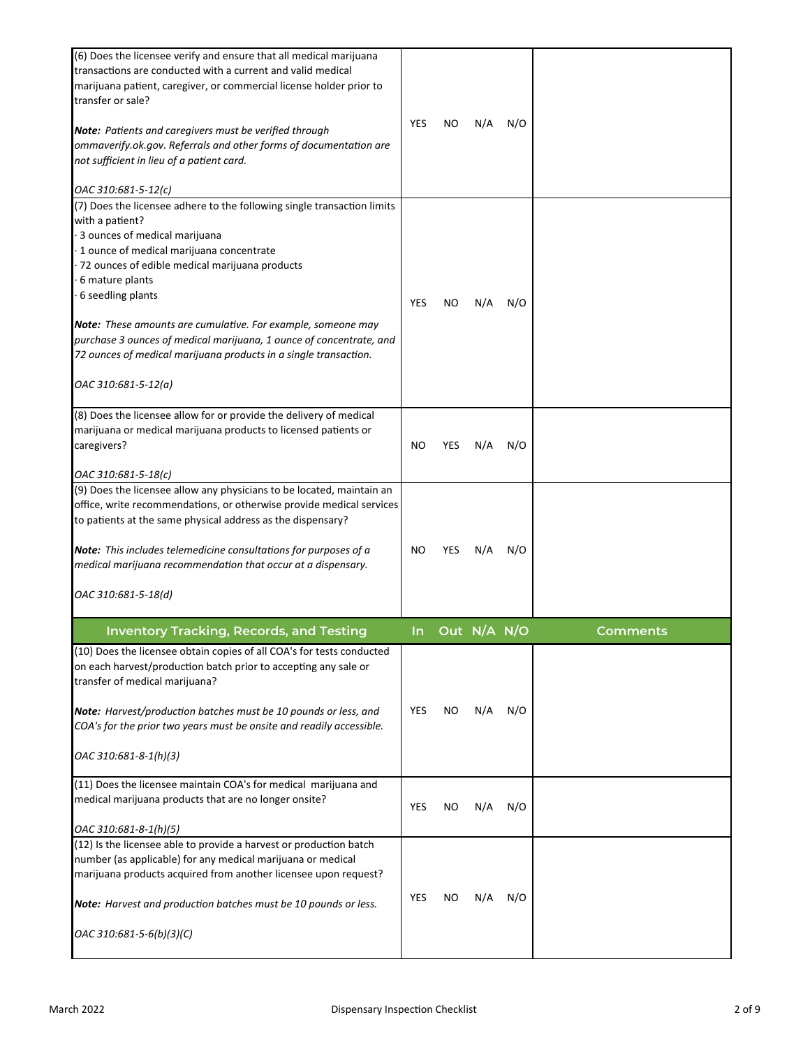| Question | | | | | Comments |
|---|---|---|---|---|---|
| (6) Does the licensee verify and ensure that all medical marijuana transactions are conducted with a current and valid medical marijuana patient, caregiver, or commercial license holder prior to transfer or sale?<br><br>***Note:*** *Patients and caregivers must be verified through ommaverify.ok.gov. Referrals and other forms of documentation are not sufficient in lieu of a patient card.*<br><br>*OAC 310:681-5-12(c)* | YES | NO | N/A | N/O | |
| (7) Does the licensee adhere to the following single transaction limits with a patient?<br>· 3 ounces of medical marijuana<br>· 1 ounce of medical marijuana concentrate<br>· 72 ounces of edible medical marijuana products<br>· 6 mature plants<br>· 6 seedling plants<br><br>***Note:*** *These amounts are cumulative. For example, someone may purchase 3 ounces of medical marijuana, 1 ounce of concentrate, and 72 ounces of medical marijuana products in a single transaction.*<br><br>*OAC 310:681-5-12(a)* | YES | NO | N/A | N/O | |
| (8) Does the licensee allow for or provide the delivery of medical marijuana or medical marijuana products to licensed patients or caregivers?<br><br>*OAC 310:681-5-18(c)* | NO | YES | N/A | N/O | |
| (9) Does the licensee allow any physicians to be located, maintain an office, write recommendations, or otherwise provide medical services to patients at the same physical address as the dispensary?<br><br>***Note:*** *This includes telemedicine consultations for purposes of a medical marijuana recommendation that occur at a dispensary.*<br><br>*OAC 310:681-5-18(d)* | NO | YES | N/A | N/O | |
| **Inventory Tracking, Records, and Testing** | **In** | **Out** | **N/A** | **N/O** | **Comments** |
| (10) Does the licensee obtain copies of all COA's for tests conducted on each harvest/production batch prior to accepting any sale or transfer of medical marijuana?<br><br>***Note:*** *Harvest/production batches must be 10 pounds or less, and COA's for the prior two years must be onsite and readily accessible.*<br><br>*OAC 310:681-8-1(h)(3)* | YES | NO | N/A | N/O | |
| (11) Does the licensee maintain COA's for medical marijuana and medical marijuana products that are no longer onsite?<br><br>*OAC 310:681-8-1(h)(5)* | YES | NO | N/A | N/O | |
| (12) Is the licensee able to provide a harvest or production batch number (as applicable) for any medical marijuana or medical marijuana products acquired from another licensee upon request?<br><br>***Note:*** *Harvest and production batches must be 10 pounds or less.*<br><br>*OAC 310:681-5-6(b)(3)(C)* | YES | NO | N/A | N/O | |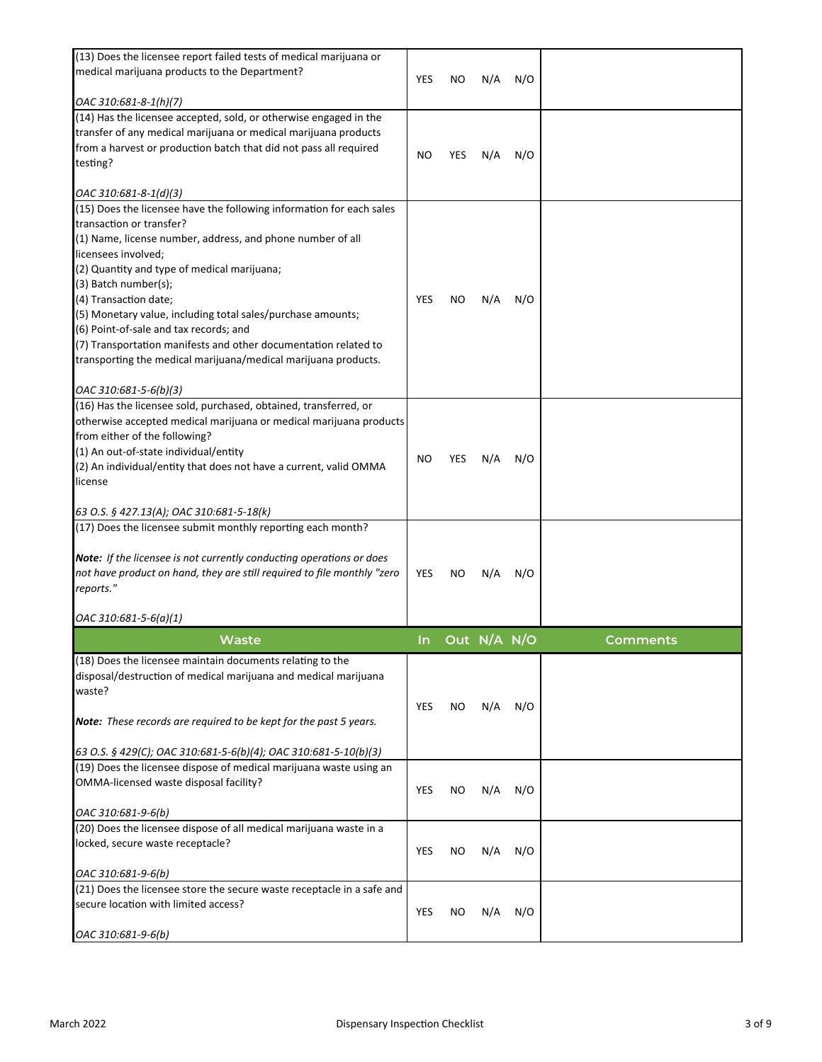| | | | | | |
|---|---|---|---|---|---|
| (13) Does the licensee report failed tests of medical marijuana or medical marijuana products to the Department?<br><br>*OAC 310:681-8-1(h)(7)* | YES | NO | N/A | N/O | |
| (14) Has the licensee accepted, sold, or otherwise engaged in the transfer of any medical marijuana or medical marijuana products from a harvest or production batch that did not pass all required testing?<br><br>*OAC 310:681-8-1(d)(3)* | NO | YES | N/A | N/O | |
| (15) Does the licensee have the following information for each sales transaction or transfer?<br>(1) Name, license number, address, and phone number of all licensees involved;<br>(2) Quantity and type of medical marijuana;<br>(3) Batch number(s);<br>(4) Transaction date;<br>(5) Monetary value, including total sales/purchase amounts;<br>(6) Point-of-sale and tax records; and<br>(7) Transportation manifests and other documentation related to transporting the medical marijuana/medical marijuana products.<br><br>*OAC 310:681-5-6(b)(3)* | YES | NO | N/A | N/O | |
| (16) Has the licensee sold, purchased, obtained, transferred, or otherwise accepted medical marijuana or medical marijuana products from either of the following?<br>(1) An out-of-state individual/entity<br>(2) An individual/entity that does not have a current, valid OMMA license<br><br>*63 O.S. § 427.13(A); OAC 310:681-5-18(k)* | NO | YES | N/A | N/O | |
| (17) Does the licensee submit monthly reporting each month?<br><br>***Note:*** *If the licensee is not currently conducting operations or does not have product on hand, they are still required to file monthly "zero reports."*<br><br>*OAC 310:681-5-6(a)(1)* | YES | NO | N/A | N/O | |
| **Waste** | **In** | **Out** | **N/A** | **N/O** | **Comments** |
| (18) Does the licensee maintain documents relating to the disposal/destruction of medical marijuana and medical marijuana waste?<br><br>***Note:*** *These records are required to be kept for the past 5 years.*<br><br>*63 O.S. § 429(C); OAC 310:681-5-6(b)(4); OAC 310:681-5-10(b)(3)* | YES | NO | N/A | N/O | |
| (19) Does the licensee dispose of medical marijuana waste using an OMMA-licensed waste disposal facility?<br><br>*OAC 310:681-9-6(b)* | YES | NO | N/A | N/O | |
| (20) Does the licensee dispose of all medical marijuana waste in a locked, secure waste receptacle?<br><br>*OAC 310:681-9-6(b)* | YES | NO | N/A | N/O | |
| (21) Does the licensee store the secure waste receptacle in a safe and secure location with limited access?<br><br>*OAC 310:681-9-6(b)* | YES | NO | N/A | N/O | |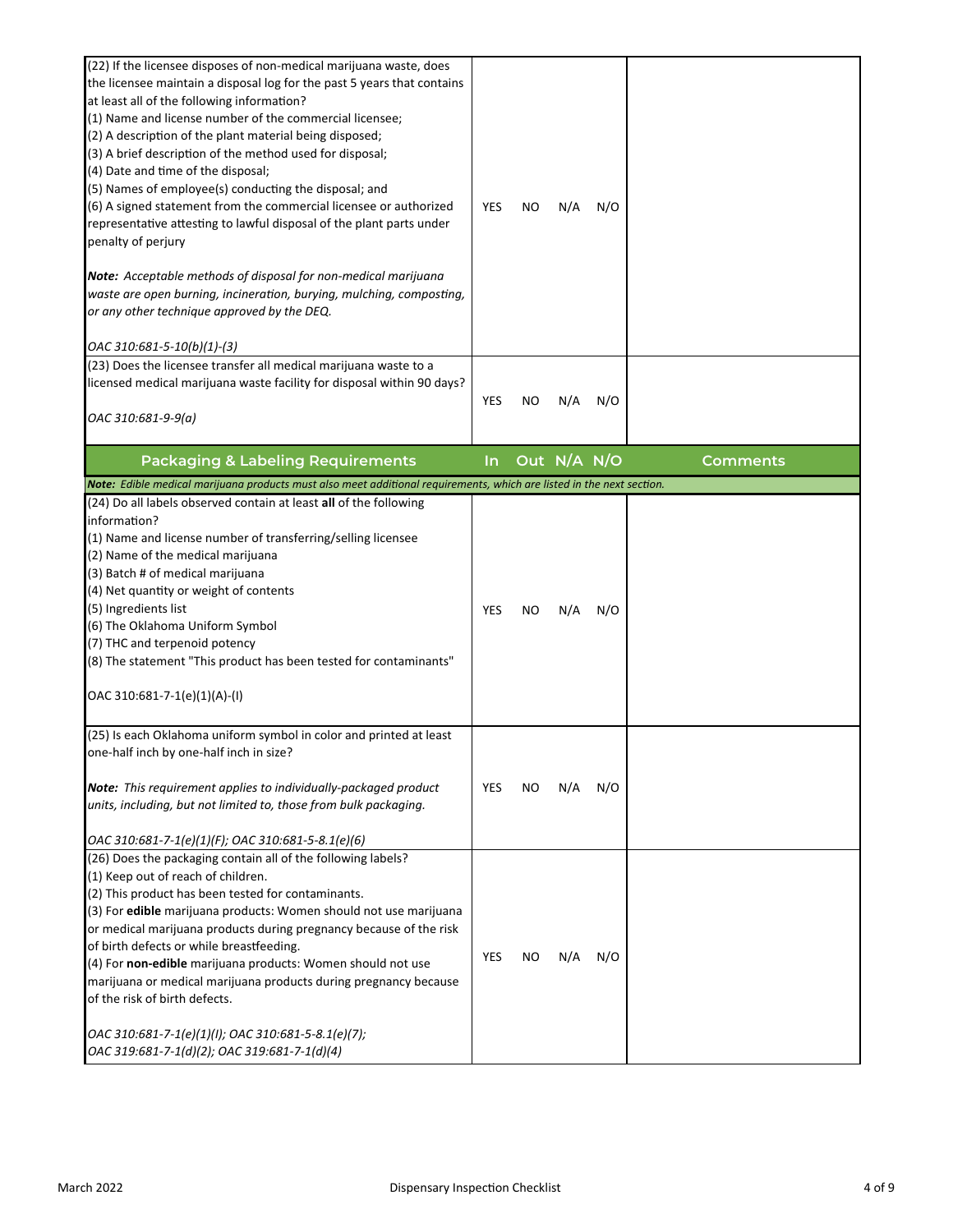| | | | | | |
|---|---|---|---|---|---|
| (22) If the licensee disposes of non-medical marijuana waste, does the licensee maintain a disposal log for the past 5 years that contains at least all of the following information?<br>(1) Name and license number of the commercial licensee;<br>(2) A description of the plant material being disposed;<br>(3) A brief description of the method used for disposal;<br>(4) Date and time of the disposal;<br>(5) Names of employee(s) conducting the disposal; and<br>(6) A signed statement from the commercial licensee or authorized representative attesting to lawful disposal of the plant parts under penalty of perjury<br><br>***Note:*** *Acceptable methods of disposal for non-medical marijuana waste are open burning, incineration, burying, mulching, composting, or any other technique approved by the DEQ.*<br><br>*OAC 310:681-5-10(b)(1)-(3)* | YES | NO | N/A | N/O | |
| (23) Does the licensee transfer all medical marijuana waste to a licensed medical marijuana waste facility for disposal within 90 days?<br><br>*OAC 310:681-9-9(a)* | YES | NO | N/A | N/O | |

| Packaging & Labeling Requirements | In | Out | N/A | N/O | Comments |
|---|---|---|---|---|---|
| ***Note:*** *Edible medical marijuana products must also meet additional requirements, which are listed in the next section.* | | | | | |
| (24) Do all labels observed contain at least **all** of the following information?<br>(1) Name and license number of transferring/selling licensee<br>(2) Name of the medical marijuana<br>(3) Batch # of medical marijuana<br>(4) Net quantity or weight of contents<br>(5) Ingredients list<br>(6) The Oklahoma Uniform Symbol<br>(7) THC and terpenoid potency<br>(8) The statement "This product has been tested for contaminants"<br><br>OAC 310:681-7-1(e)(1)(A)-(I) | YES | NO | N/A | N/O | |
| (25) Is each Oklahoma uniform symbol in color and printed at least one-half inch by one-half inch in size?<br><br>***Note:*** *This requirement applies to individually-packaged product units, including, but not limited to, those from bulk packaging.*<br><br>*OAC 310:681-7-1(e)(1)(F); OAC 310:681-5-8.1(e)(6)* | YES | NO | N/A | N/O | |
| (26) Does the packaging contain all of the following labels?<br>(1) Keep out of reach of children.<br>(2) This product has been tested for contaminants.<br>(3) For **edible** marijuana products: Women should not use marijuana or medical marijuana products during pregnancy because of the risk of birth defects or while breastfeeding.<br>(4) For **non-edible** marijuana products: Women should not use marijuana or medical marijuana products during pregnancy because of the risk of birth defects.<br><br>*OAC 310:681-7-1(e)(1)(I); OAC 310:681-5-8.1(e)(7); OAC 319:681-7-1(d)(2); OAC 319:681-7-1(d)(4)* | YES | NO | N/A | N/O | |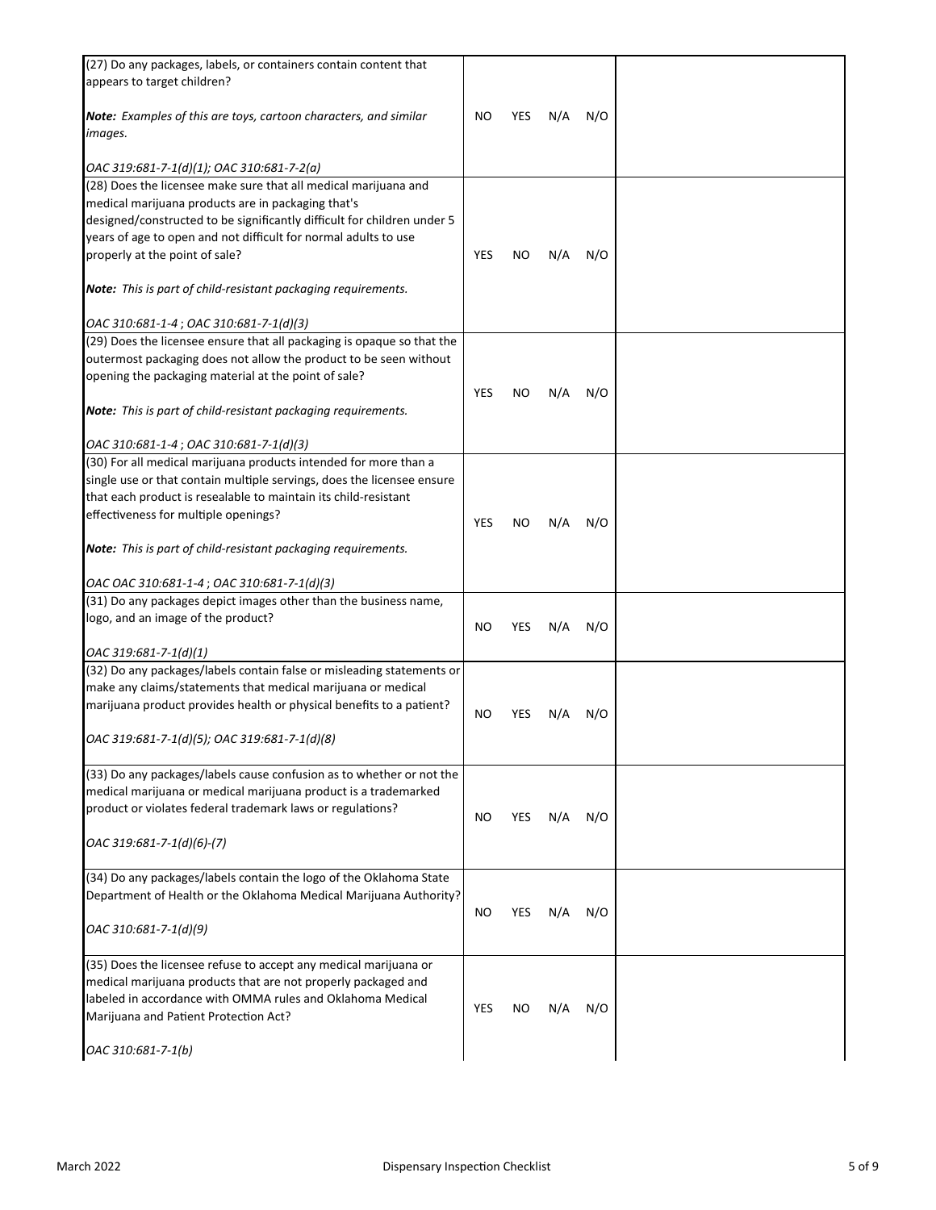| Question | | | | | Comments |
|---|---|---|---|---|---|
| (27) Do any packages, labels, or containers contain content that appears to target children?<br><br>***Note:*** *Examples of this are toys, cartoon characters, and similar images.*<br><br>*OAC 319:681-7-1(d)(1); OAC 310:681-7-2(a)* | NO | YES | N/A | N/O | |
| (28) Does the licensee make sure that all medical marijuana and medical marijuana products are in packaging that's designed/constructed to be significantly difficult for children under 5 years of age to open and not difficult for normal adults to use properly at the point of sale?<br><br>***Note:*** *This is part of child-resistant packaging requirements.*<br><br>*OAC 310:681-1-4 ; OAC 310:681-7-1(d)(3)* | YES | NO | N/A | N/O | |
| (29) Does the licensee ensure that all packaging is opaque so that the outermost packaging does not allow the product to be seen without opening the packaging material at the point of sale?<br><br>***Note:*** *This is part of child-resistant packaging requirements.*<br><br>*OAC 310:681-1-4 ; OAC 310:681-7-1(d)(3)* | YES | NO | N/A | N/O | |
| (30) For all medical marijuana products intended for more than a single use or that contain multiple servings, does the licensee ensure that each product is resealable to maintain its child-resistant effectiveness for multiple openings?<br><br>***Note:*** *This is part of child-resistant packaging requirements.*<br><br>*OAC OAC 310:681-1-4 ; OAC 310:681-7-1(d)(3)* | YES | NO | N/A | N/O | |
| (31) Do any packages depict images other than the business name, logo, and an image of the product?<br><br>*OAC 319:681-7-1(d)(1)* | NO | YES | N/A | N/O | |
| (32) Do any packages/labels contain false or misleading statements or make any claims/statements that medical marijuana or medical marijuana product provides health or physical benefits to a patient?<br><br>*OAC 319:681-7-1(d)(5); OAC 319:681-7-1(d)(8)* | NO | YES | N/A | N/O | |
| (33) Do any packages/labels cause confusion as to whether or not the medical marijuana or medical marijuana product is a trademarked product or violates federal trademark laws or regulations?<br><br>*OAC 319:681-7-1(d)(6)-(7)* | NO | YES | N/A | N/O | |
| (34) Do any packages/labels contain the logo of the Oklahoma State Department of Health or the Oklahoma Medical Marijuana Authority?<br><br>*OAC 310:681-7-1(d)(9)* | NO | YES | N/A | N/O | |
| (35) Does the licensee refuse to accept any medical marijuana or medical marijuana products that are not properly packaged and labeled in accordance with OMMA rules and Oklahoma Medical Marijuana and Patient Protection Act?<br><br>*OAC 310:681-7-1(b)* | YES | NO | N/A | N/O | |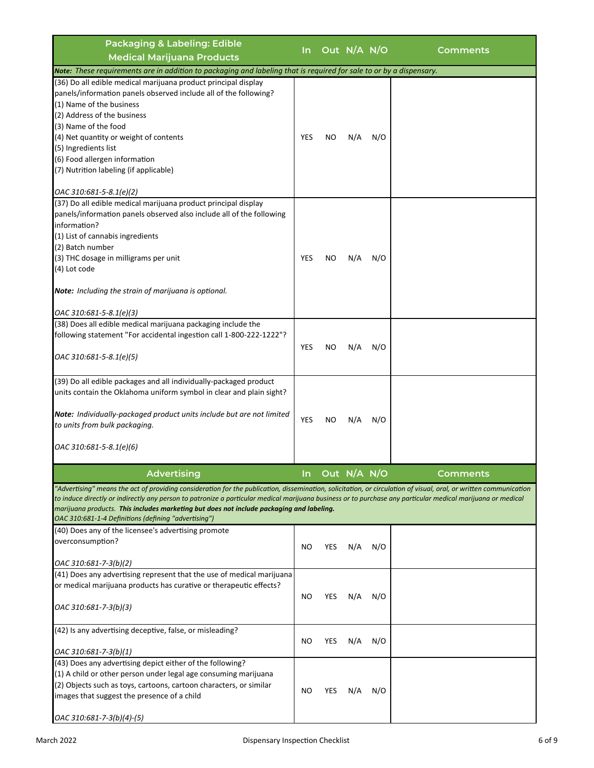| Packaging & Labeling: Edible Medical Marijuana Products | In | Out | N/A | N/O | Comments |
|---|---|---|---|---|---|
| *Note: These requirements are in addition to packaging and labeling that is required for sale to or by a dispensary.* | | | | | |
| (36) Do all edible medical marijuana product principal display panels/information panels observed include all of the following?<br>(1) Name of the business<br>(2) Address of the business<br>(3) Name of the food<br>(4) Net quantity or weight of contents<br>(5) Ingredients list<br>(6) Food allergen information<br>(7) Nutrition labeling (if applicable)<br><br>*OAC 310:681-5-8.1(e)(2)* | YES | NO | N/A | N/O | |
| (37) Do all edible medical marijuana product principal display panels/information panels observed also include all of the following information?<br>(1) List of cannabis ingredients<br>(2) Batch number<br>(3) THC dosage in milligrams per unit<br>(4) Lot code<br><br>***Note:** Including the strain of marijuana is optional.*<br><br>*OAC 310:681-5-8.1(e)(3)* | YES | NO | N/A | N/O | |
| (38) Does all edible medical marijuana packaging include the following statement "For accidental ingestion call 1-800-222-1222"?<br><br>*OAC 310:681-5-8.1(e)(5)* | YES | NO | N/A | N/O | |
| (39) Do all edible packages and all individually-packaged product units contain the Oklahoma uniform symbol in clear and plain sight?<br><br>***Note:** Individually-packaged product units include but are not limited to units from bulk packaging.*<br><br>*OAC 310:681-5-8.1(e)(6)* | YES | NO | N/A | N/O | |

| Advertising | In | Out | N/A | N/O | Comments |
|---|---|---|---|---|---|
| *"Advertising" means the act of providing consideration for the publication, dissemination, solicitation, or circulation of visual, oral, or written communication to induce directly or indirectly any person to patronize a particular medical marijuana business or to purchase any particular medical marijuana or medical marijuana products. **This includes marketing but does not include packaging and labeling.***<br>*OAC 310:681-1-4 Definitions (defining "advertising")* | | | | | |
| (40) Does any of the licensee's advertising promote overconsumption?<br><br>*OAC 310:681-7-3(b)(2)* | NO | YES | N/A | N/O | |
| (41) Does any advertising represent that the use of medical marijuana or medical marijuana products has curative or therapeutic effects?<br><br>*OAC 310:681-7-3(b)(3)* | NO | YES | N/A | N/O | |
| (42) Is any advertising deceptive, false, or misleading?<br><br>*OAC 310:681-7-3(b)(1)* | NO | YES | N/A | N/O | |
| (43) Does any advertising depict either of the following?<br>(1) A child or other person under legal age consuming marijuana<br>(2) Objects such as toys, cartoons, cartoon characters, or similar images that suggest the presence of a child<br><br>*OAC 310:681-7-3(b)(4)-(5)* | NO | YES | N/A | N/O | |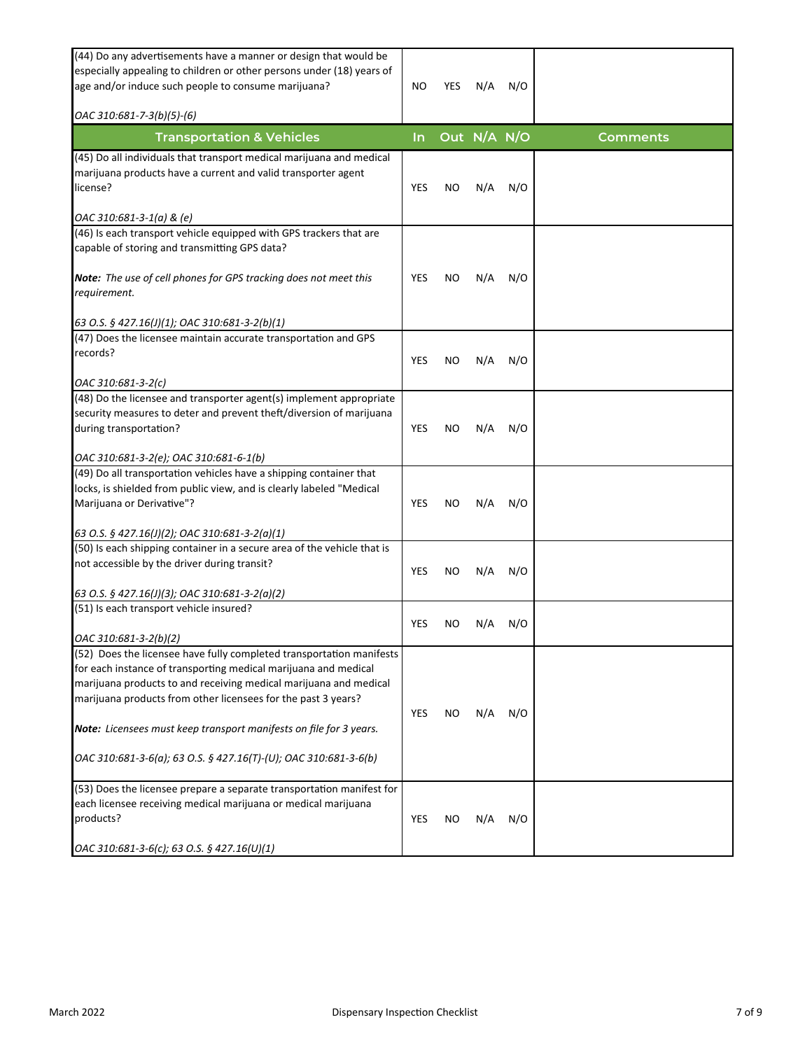| (44) Do any advertisements have a manner or design that would be especially appealing to children or other persons under (18) years of age and/or induce such people to consume marijuana?<br><br>*OAC 310:681-7-3(b)(5)-(6)* | NO | YES | N/A | N/O | |
|---|---|---|---|---|---|
| **Transportation & Vehicles** | **In** | **Out** | **N/A** | **N/O** | **Comments** |
| (45) Do all individuals that transport medical marijuana and medical marijuana products have a current and valid transporter agent license?<br><br>*OAC 310:681-3-1(a) & (e)* | YES | NO | N/A | N/O | |
| (46) Is each transport vehicle equipped with GPS trackers that are capable of storing and transmitting GPS data?<br><br>***Note:** The use of cell phones for GPS tracking does not meet this requirement.*<br><br>*63 O.S. § 427.16(J)(1); OAC 310:681-3-2(b)(1)* | YES | NO | N/A | N/O | |
| (47) Does the licensee maintain accurate transportation and GPS records?<br><br>*OAC 310:681-3-2(c)* | YES | NO | N/A | N/O | |
| (48) Do the licensee and transporter agent(s) implement appropriate security measures to deter and prevent theft/diversion of marijuana during transportation?<br><br>*OAC 310:681-3-2(e); OAC 310:681-6-1(b)* | YES | NO | N/A | N/O | |
| (49) Do all transportation vehicles have a shipping container that locks, is shielded from public view, and is clearly labeled "Medical Marijuana or Derivative"?<br><br>*63 O.S. § 427.16(J)(2); OAC 310:681-3-2(a)(1)* | YES | NO | N/A | N/O | |
| (50) Is each shipping container in a secure area of the vehicle that is not accessible by the driver during transit?<br><br>*63 O.S. § 427.16(J)(3); OAC 310:681-3-2(a)(2)* | YES | NO | N/A | N/O | |
| (51) Is each transport vehicle insured?<br><br>*OAC 310:681-3-2(b)(2)* | YES | NO | N/A | N/O | |
| (52) Does the licensee have fully completed transportation manifests for each instance of transporting medical marijuana and medical marijuana products to and receiving medical marijuana and medical marijuana products from other licensees for the past 3 years?<br><br>***Note:** Licensees must keep transport manifests on file for 3 years.*<br><br>*OAC 310:681-3-6(a); 63 O.S. § 427.16(T)-(U); OAC 310:681-3-6(b)* | YES | NO | N/A | N/O | |
| (53) Does the licensee prepare a separate transportation manifest for each licensee receiving medical marijuana or medical marijuana products?<br><br>*OAC 310:681-3-6(c); 63 O.S. § 427.16(U)(1)* | YES | NO | N/A | N/O | |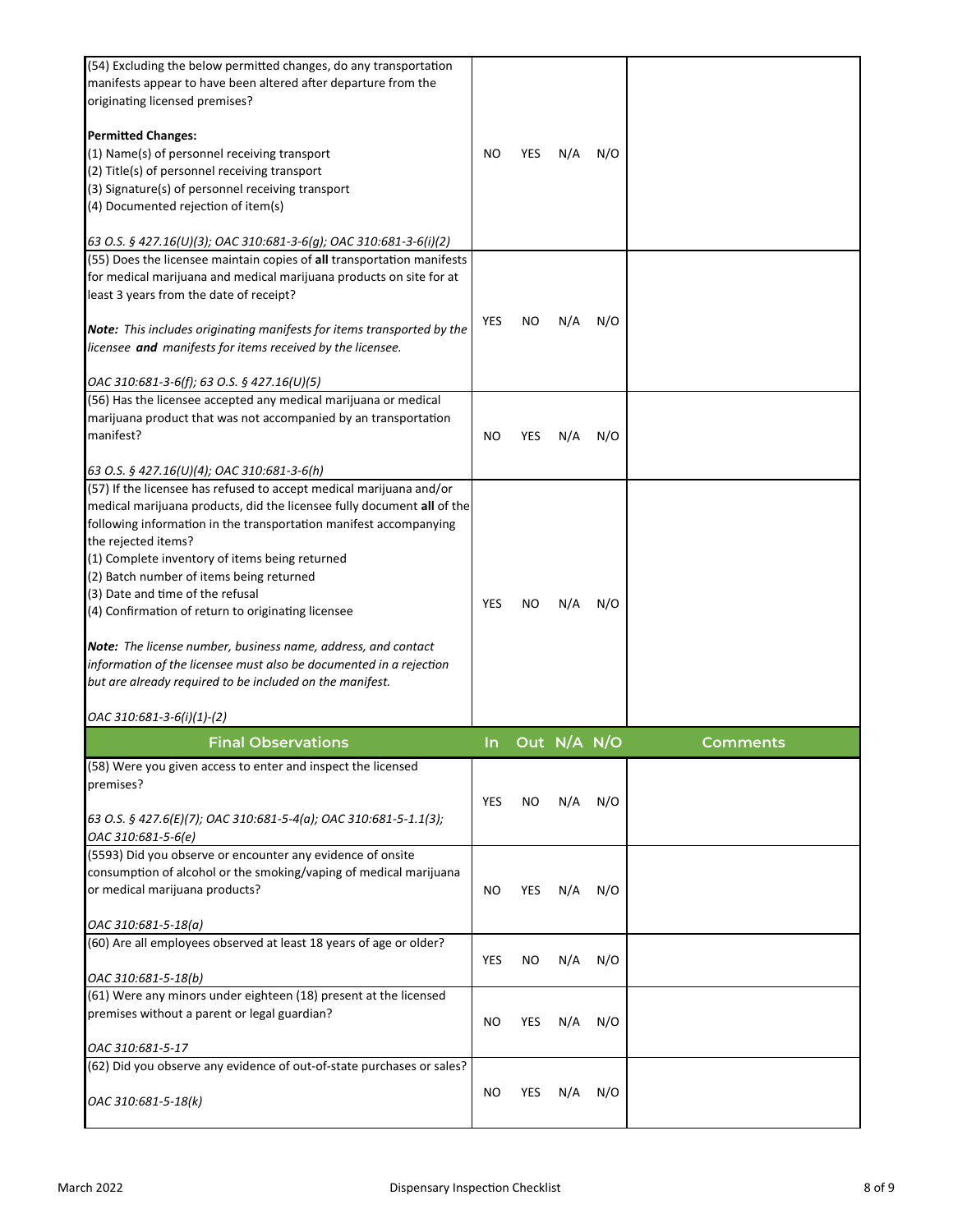| | | | | | |
|---|---|---|---|---|---|
| (54) Excluding the below permitted changes, do any transportation manifests appear to have been altered after departure from the originating licensed premises?<br><br>**Permitted Changes:**<br>(1) Name(s) of personnel receiving transport<br>(2) Title(s) of personnel receiving transport<br>(3) Signature(s) of personnel receiving transport<br>(4) Documented rejection of item(s)<br><br>*63 O.S. § 427.16(U)(3); OAC 310:681-3-6(g); OAC 310:681-3-6(i)(2)* | NO | YES | N/A | N/O | |
| (55) Does the licensee maintain copies of **all** transportation manifests for medical marijuana and medical marijuana products on site for at least 3 years from the date of receipt?<br><br>***Note:*** *This includes originating manifests for items transported by the licensee* ***and*** *manifests for items received by the licensee.*<br><br>*OAC 310:681-3-6(f); 63 O.S. § 427.16(U)(5)* | YES | NO | N/A | N/O | |
| (56) Has the licensee accepted any medical marijuana or medical marijuana product that was not accompanied by an transportation manifest?<br><br>*63 O.S. § 427.16(U)(4); OAC 310:681-3-6(h)* | NO | YES | N/A | N/O | |
| (57) If the licensee has refused to accept medical marijuana and/or medical marijuana products, did the licensee fully document **all** of the following information in the transportation manifest accompanying the rejected items?<br>(1) Complete inventory of items being returned<br>(2) Batch number of items being returned<br>(3) Date and time of the refusal<br>(4) Confirmation of return to originating licensee<br><br>***Note:*** *The license number, business name, address, and contact information of the licensee must also be documented in a rejection but are already required to be included on the manifest.*<br><br>*OAC 310:681-3-6(i)(1)-(2)* | YES | NO | N/A | N/O | |
| **Final Observations** | **In** | **Out** | **N/A** | **N/O** | **Comments** |
| (58) Were you given access to enter and inspect the licensed premises?<br><br>*63 O.S. § 427.6(E)(7); OAC 310:681-5-4(a); OAC 310:681-5-1.1(3); OAC 310:681-5-6(e)* | YES | NO | N/A | N/O | |
| (5593) Did you observe or encounter any evidence of onsite consumption of alcohol or the smoking/vaping of medical marijuana or medical marijuana products?<br><br>*OAC 310:681-5-18(a)* | NO | YES | N/A | N/O | |
| (60) Are all employees observed at least 18 years of age or older?<br><br>*OAC 310:681-5-18(b)* | YES | NO | N/A | N/O | |
| (61) Were any minors under eighteen (18) present at the licensed premises without a parent or legal guardian?<br><br>*OAC 310:681-5-17* | NO | YES | N/A | N/O | |
| (62) Did you observe any evidence of out-of-state purchases or sales?<br><br>*OAC 310:681-5-18(k)* | NO | YES | N/A | N/O | |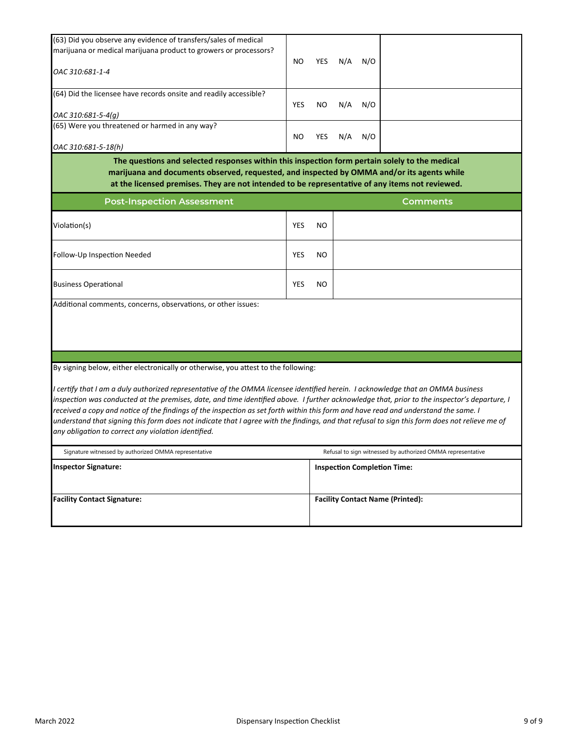| | | | | | |
|---|---|---|---|---|---|
| (63) Did you observe any evidence of transfers/sales of medical marijuana or medical marijuana product to growers or processors?<br><br>*OAC 310:681-1-4* | NO | YES | N/A | N/O | |
| (64) Did the licensee have records onsite and readily accessible?<br><br>*OAC 310:681-5-4(g)* | YES | NO | N/A | N/O | |
| (65) Were you threatened or harmed in any way?<br><br>*OAC 310:681-5-18(h)* | NO | YES | N/A | N/O | |

**The questions and selected responses within this inspection form pertain solely to the medical marijuana and documents observed, requested, and inspected by OMMA and/or its agents while at the licensed premises. They are not intended to be representative of any items not reviewed.**

| Post-Inspection Assessment | | | Comments |
|---|---|---|---|
| Violation(s) | YES | NO | |
| Follow-Up Inspection Needed | YES | NO | |
| Business Operational | YES | NO | |

Additional comments, concerns, observations, or other issues:

By signing below, either electronically or otherwise, you attest to the following:

*I certify that I am a duly authorized representative of the OMMA licensee identified herein. I acknowledge that an OMMA business inspection was conducted at the premises, date, and time identified above. I further acknowledge that, prior to the inspector's departure, I received a copy and notice of the findings of the inspection as set forth within this form and have read and understand the same. I understand that signing this form does not indicate that I agree with the findings, and that refusal to sign this form does not relieve me of any obligation to correct any violation identified.*

| Signature witnessed by authorized OMMA representative | Refusal to sign witnessed by authorized OMMA representative |
|---|---|
| **Inspector Signature:** | **Inspection Completion Time:** |
| **Facility Contact Signature:** | **Facility Contact Name (Printed):** |